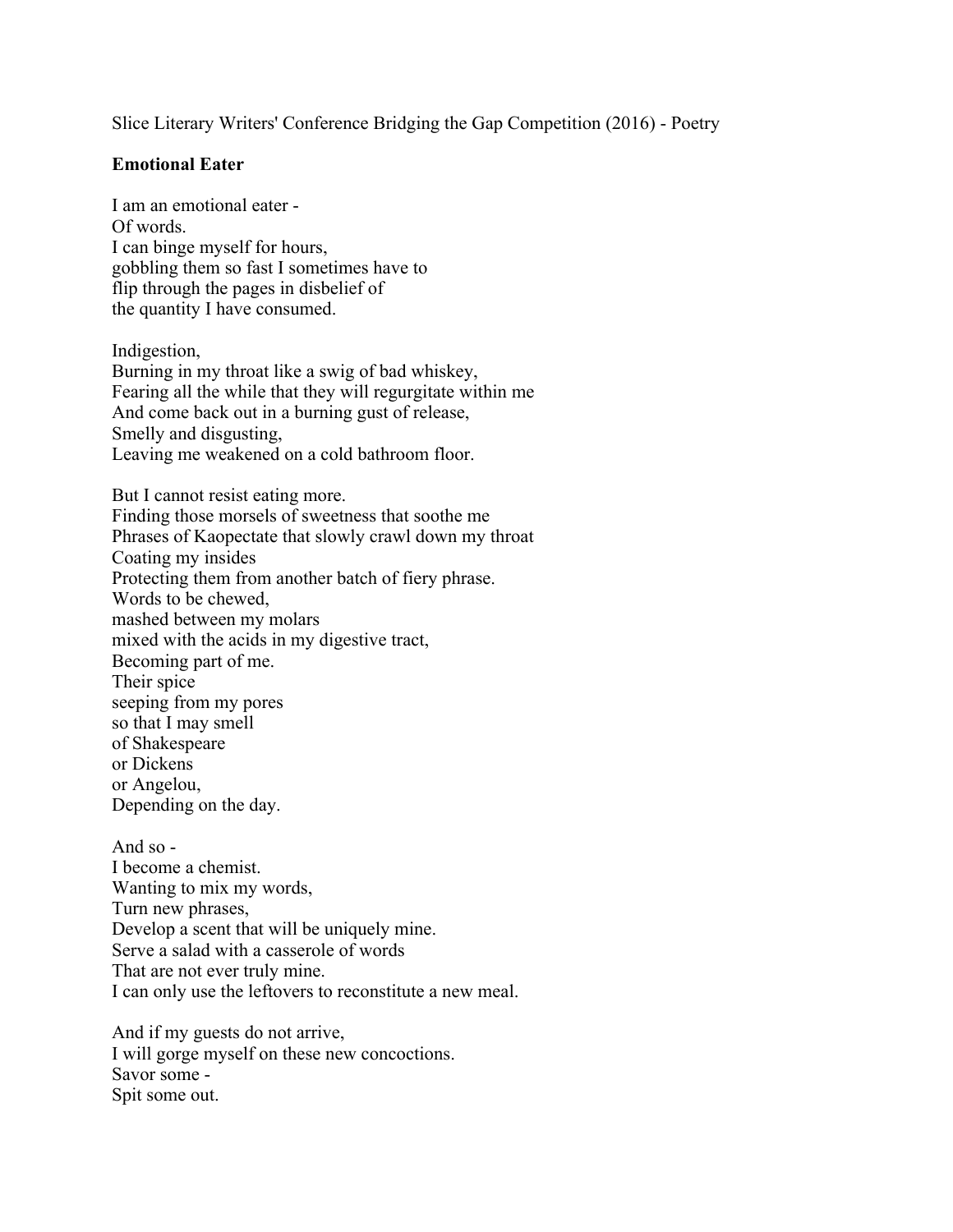Slice Literary Writers' Conference Bridging the Gap Competition (2016) - Poetry

**Emotional Eater**

I am an emotional eater -  
Of words.  
I can binge myself for hours,  
gobbling them so fast I sometimes have to  
flip through the pages in disbelief of  
the quantity I have consumed.

Indigestion,  
Burning in my throat like a swig of bad whiskey,  
Fearing all the while that they will regurgitate within me  
And come back out in a burning gust of release,  
Smelly and disgusting,  
Leaving me weakened on a cold bathroom floor.

But I cannot resist eating more.  
Finding those morsels of sweetness that soothe me  
Phrases of Kaopectate that slowly crawl down my throat  
Coating my insides  
Protecting them from another batch of fiery phrase.  
Words to be chewed,  
mashed between my molars  
mixed with the acids in my digestive tract,  
Becoming part of me.  
Their spice  
seeping from my pores  
so that I may smell  
of Shakespeare  
or Dickens  
or Angelou,  
Depending on the day.

And so -  
I become a chemist.  
Wanting to mix my words,  
Turn new phrases,  
Develop a scent that will be uniquely mine.  
Serve a salad with a casserole of words  
That are not ever truly mine.  
I can only use the leftovers to reconstitute a new meal.

And if my guests do not arrive,  
I will gorge myself on these new concoctions.  
Savor some -  
Spit some out.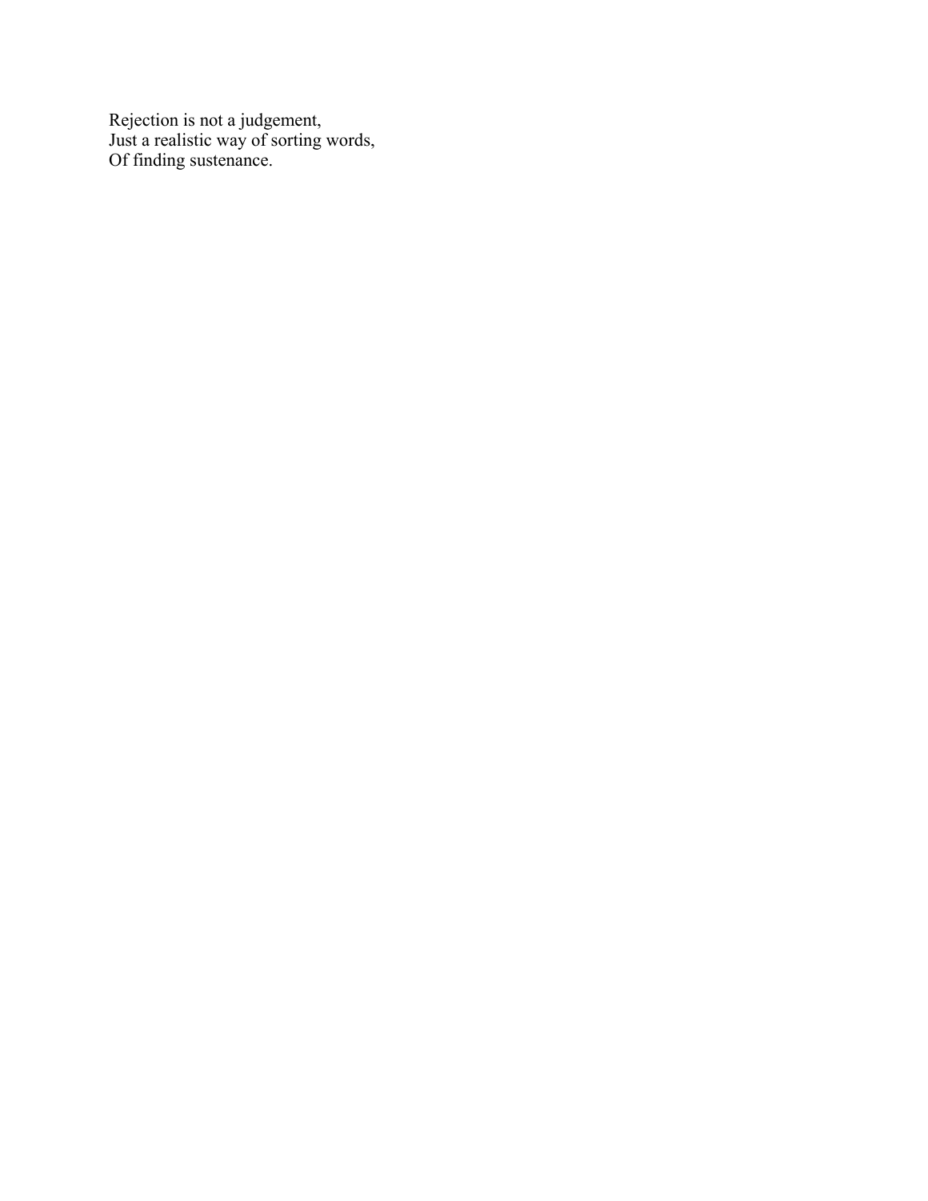Rejection is not a judgement,  
Just a realistic way of sorting words,  
Of finding sustenance.